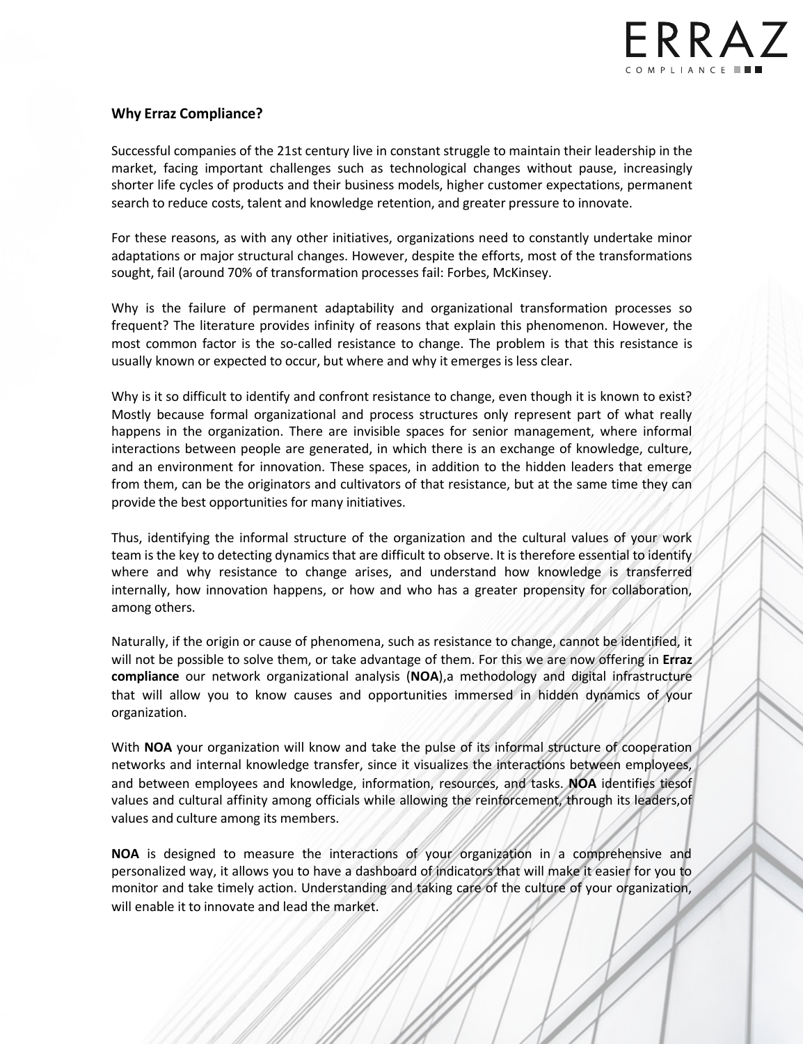## Why Erraz Compliance?

Successful companies of the 21st century live in constant struggle to maintain their leadership in the market, facing important challenges such as technological changes without pause, increasingly shorter life cycles of products and their business models, higher customer expectations, permanent search to reduce costs, talent and knowledge retention, and greater pressure to innovate.

For these reasons, as with any other initiatives, organizations need to constantly undertake minor adaptations or major structural changes. However, despite the efforts, most of the transformations sought, fail (around 70% of transformation processes fail: Forbes, McKinsey.

Why is the failure of permanent adaptability and organizational transformation processes so frequent? The literature provides infinity of reasons that explain this phenomenon. However, the most common factor is the so-called resistance to change. The problem is that this resistance is usually known or expected to occur, but where and why it emerges is less clear.

Why is it so difficult to identify and confront resistance to change, even though it is known to exist? Mostly because formal organizational and process structures only represent part of what really happens in the organization. There are invisible spaces for senior management, where informal interactions between people are generated, in which there is an exchange of knowledge, culture, and an environment for innovation. These spaces, in addition to the hidden leaders that emerge from them, can be the originators and cultivators of that resistance, but at the same time they can provide the best opportunities for many initiatives.

Thus, identifying the informal structure of the organization and the cultural values of your work team is the key to detecting dynamics that are difficult to observe. It is therefore essential to identify where and why resistance to change arises, and understand how knowledge is transferred internally, how innovation happens, or how and who has a greater propensity for collaboration, among others.

Naturally, if the origin or cause of phenomena, such as resistance to change, cannot be identified, it will not be possible to solve them, or take advantage of them. For this we are now offering in **Erraz compliance** our network organizational analysis (**NOA**),a methodology and digital infrastructure that will allow you to know causes and opportunities immersed in hidden dynamics of your organization.

With **NOA** your organization will know and take the pulse of its informal structure of cooperation networks and internal knowledge transfer, since it visualizes the interactions between employees, and between employees and knowledge, information, resources, and tasks. **NOA** identifies tiesof values and cultural affinity among officials while allowing the reinforcement, through its leaders,of values and culture among its members.

**NOA** is designed to measure the interactions of your organization in a comprehensive and personalized way, it allows you to have a dashboard of indicators that will make it easier for you to monitor and take timely action. Understanding and taking care of the culture of your organization, will enable it to innovate and lead the market.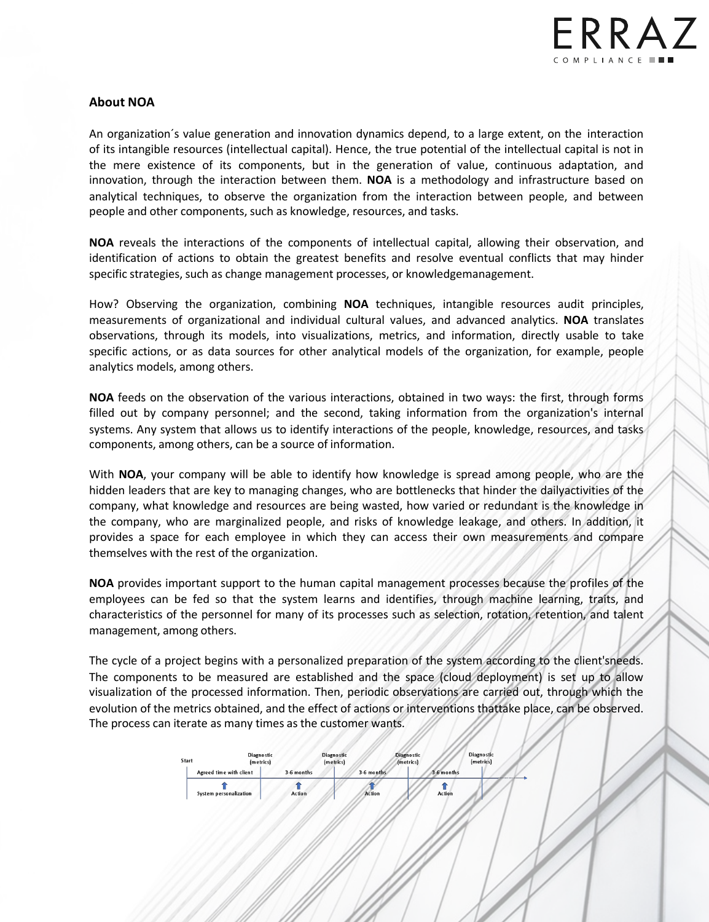## About NOA

An organization´s value generation and innovation dynamics depend, to a large extent, on the interaction of its intangible resources (intellectual capital). Hence, the true potential of the intellectual capital is not in the mere existence of its components, but in the generation of value, continuous adaptation, and innovation, through the interaction between them. **NOA** is a methodology and infrastructure based on analytical techniques, to observe the organization from the interaction between people, and between people and other components, such as knowledge, resources, and tasks.

**NOA** reveals the interactions of the components of intellectual capital, allowing their observation, and identification of actions to obtain the greatest benefits and resolve eventual conflicts that may hinder specific strategies, such as change management processes, or knowledgemanagement.

How? Observing the organization, combining **NOA** techniques, intangible resources audit principles, measurements of organizational and individual cultural values, and advanced analytics. **NOA** translates observations, through its models, into visualizations, metrics, and information, directly usable to take specific actions, or as data sources for other analytical models of the organization, for example, people analytics models, among others.

**NOA** feeds on the observation of the various interactions, obtained in two ways: the first, through forms filled out by company personnel; and the second, taking information from the organization's internal systems. Any system that allows us to identify interactions of the people, knowledge, resources, and tasks components, among others, can be a source of information.

With **NOA**, your company will be able to identify how knowledge is spread among people, who are the hidden leaders that are key to managing changes, who are bottlenecks that hinder the dailyactivities of the company, what knowledge and resources are being wasted, how varied or redundant is the knowledge in the company, who are marginalized people, and risks of knowledge leakage, and others. In addition, it provides a space for each employee in which they can access their own measurements and compare themselves with the rest of the organization.

**NOA** provides important support to the human capital management processes because the profiles of the employees can be fed so that the system learns and identifies, through machine learning, traits, and characteristics of the personnel for many of its processes such as selection, rotation, retention, and talent management, among others.

The cycle of a project begins with a personalized preparation of the system according to the client'sneeds. The components to be measured are established and the space (cloud deployment) is set up to allow visualization of the processed information. Then, periodic observations are carried out, through which the evolution of the metrics obtained, and the effect of actions or interventions thattake place, can be observed. The process can iterate as many times as the customer wants.

Start
Diagnostic (metrics)
Diagnostic (metrics)
Diagnostic (metrics)
Diagnostic (metrics)
Agreed time with client
3-6 months
3-6 months
3-6 months
System personalization
Action
Action
Action